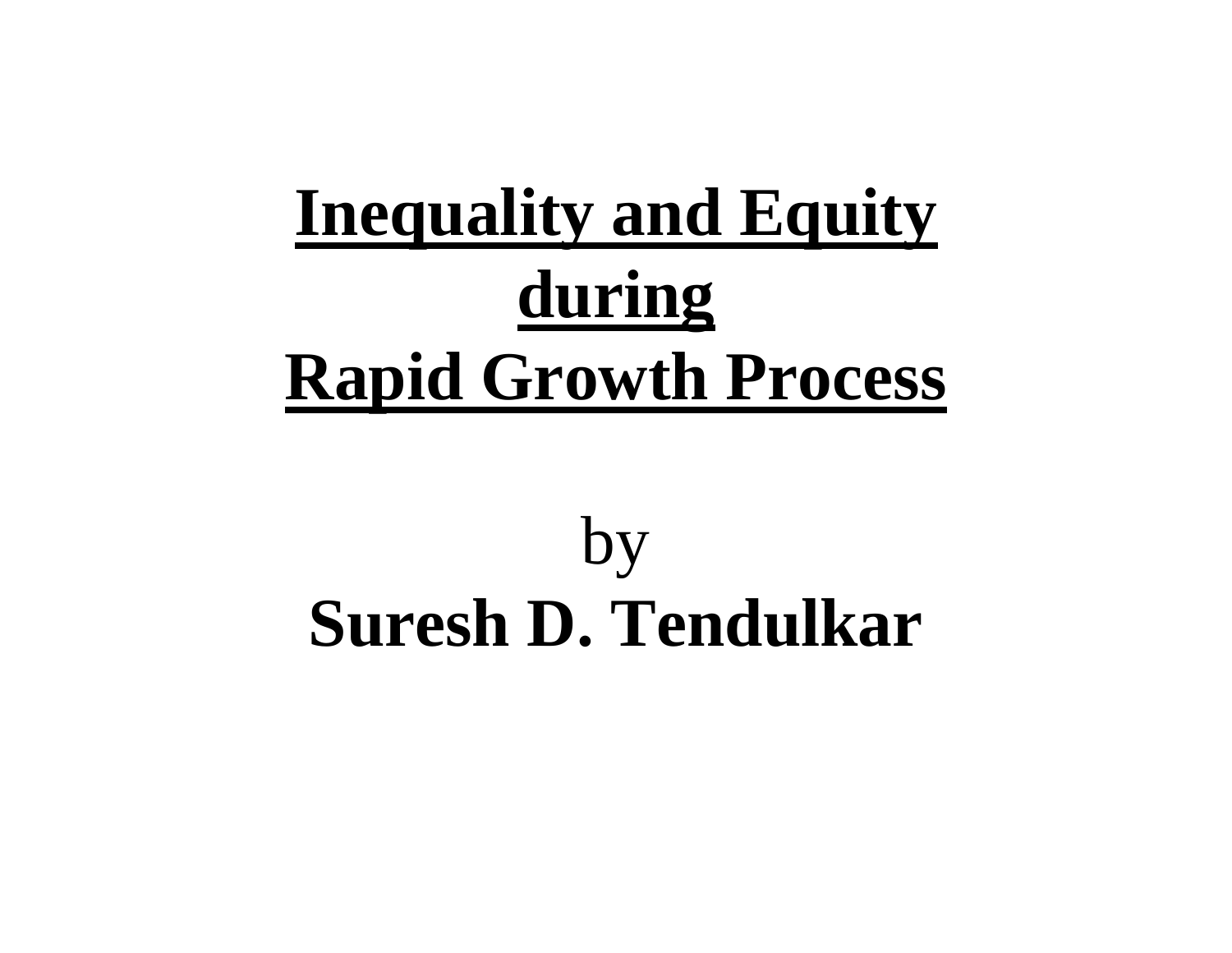# Inequality and Equity during Rapid Growth Process

by

**Suresh D. Tendulkar**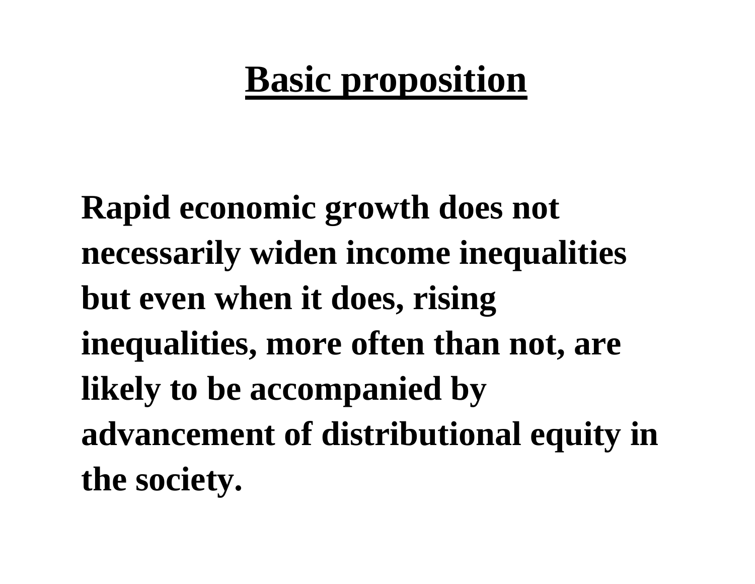# Basic proposition

**Rapid economic growth does not necessarily widen income inequalities but even when it does, rising inequalities, more often than not, are likely to be accompanied by advancement of distributional equity in the society.**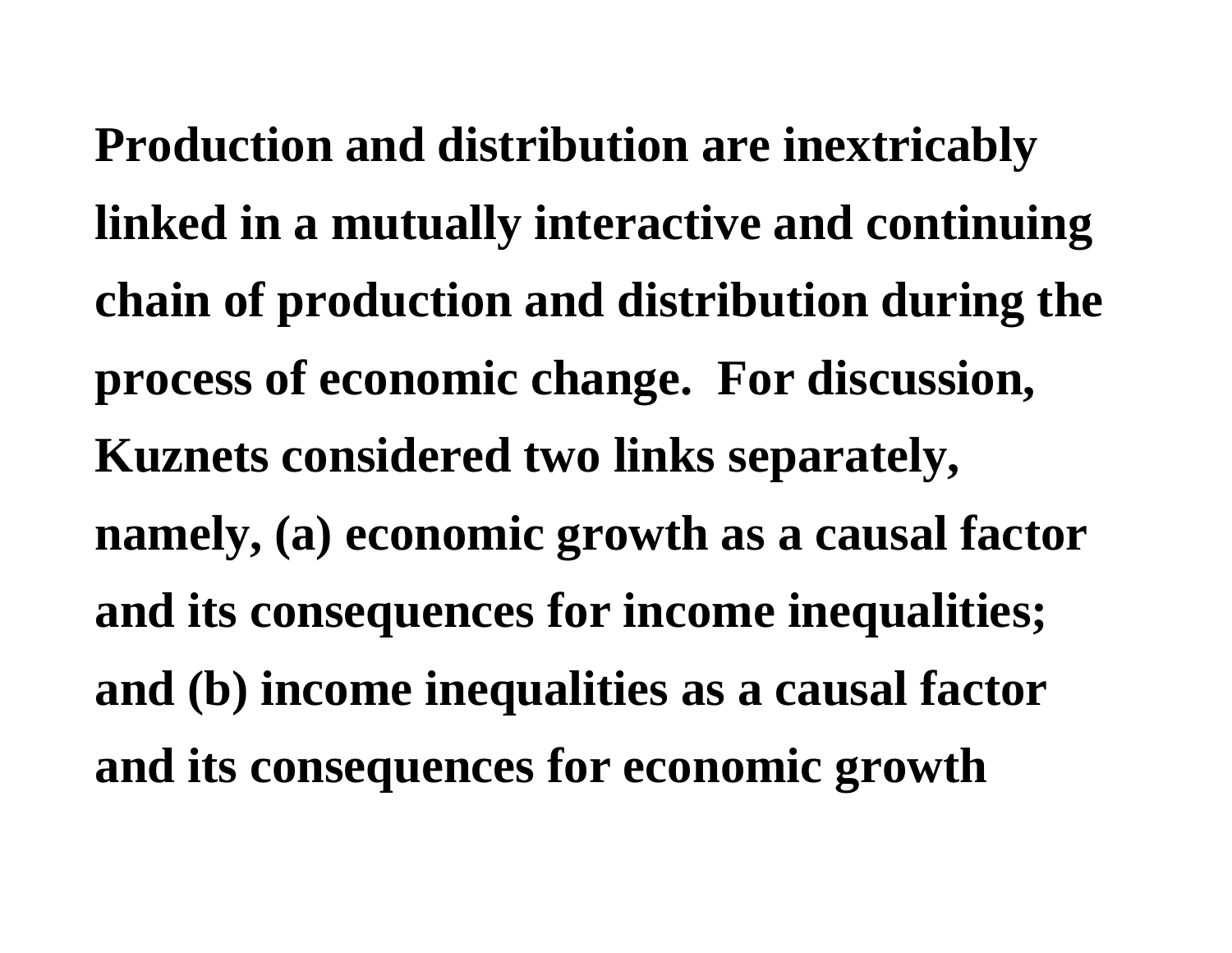**Production and distribution are inextricably linked in a mutually interactive and continuing chain of production and distribution during the process of economic change. For discussion, Kuznets considered two links separately, namely, (a) economic growth as a causal factor and its consequences for income inequalities; and (b) income inequalities as a causal factor and its consequences for economic growth**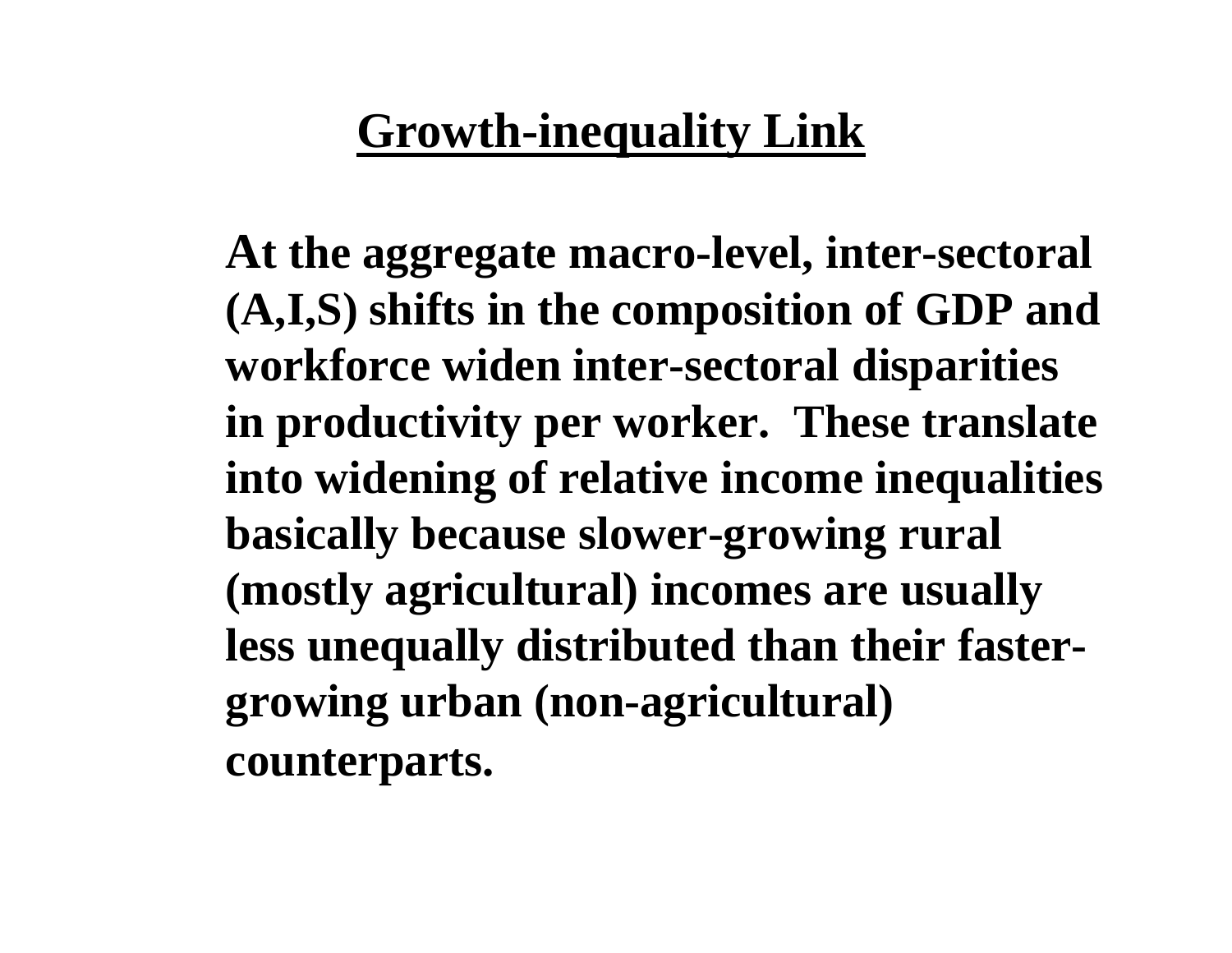# Growth-inequality Link

**At the aggregate macro-level, inter-sectoral (A,I,S) shifts in the composition of GDP and workforce widen inter-sectoral disparities in productivity per worker. These translate into widening of relative income inequalities basically because slower-growing rural (mostly agricultural) incomes are usually less unequally distributed than their faster-growing urban (non-agricultural) counterparts.**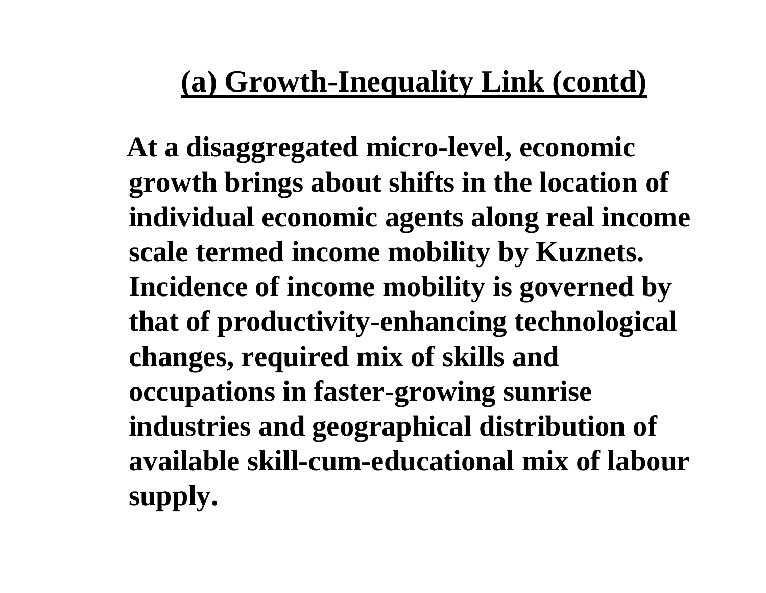## (a) Growth-Inequality Link (contd)

**At a disaggregated micro-level, economic growth brings about shifts in the location of individual economic agents along real income scale termed income mobility by Kuznets. Incidence of income mobility is governed by that of productivity-enhancing technological changes, required mix of skills and occupations in faster-growing sunrise industries and geographical distribution of available skill-cum-educational mix of labour supply.**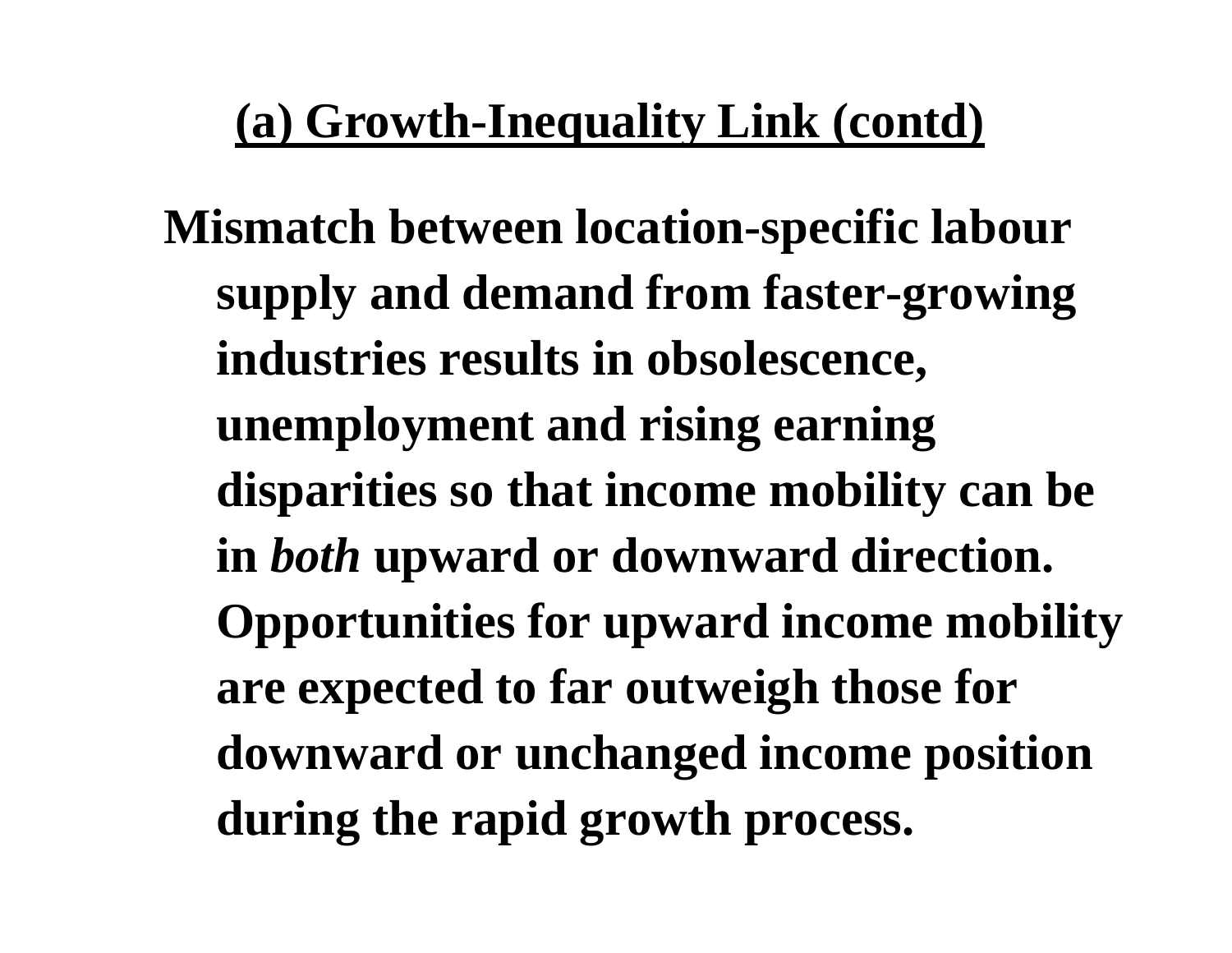## (a) Growth-Inequality Link (contd)

**Mismatch between location-specific labour supply and demand from faster-growing industries results in obsolescence, unemployment and rising earning disparities so that income mobility can be in *both* upward or downward direction. Opportunities for upward income mobility are expected to far outweigh those for downward or unchanged income position during the rapid growth process.**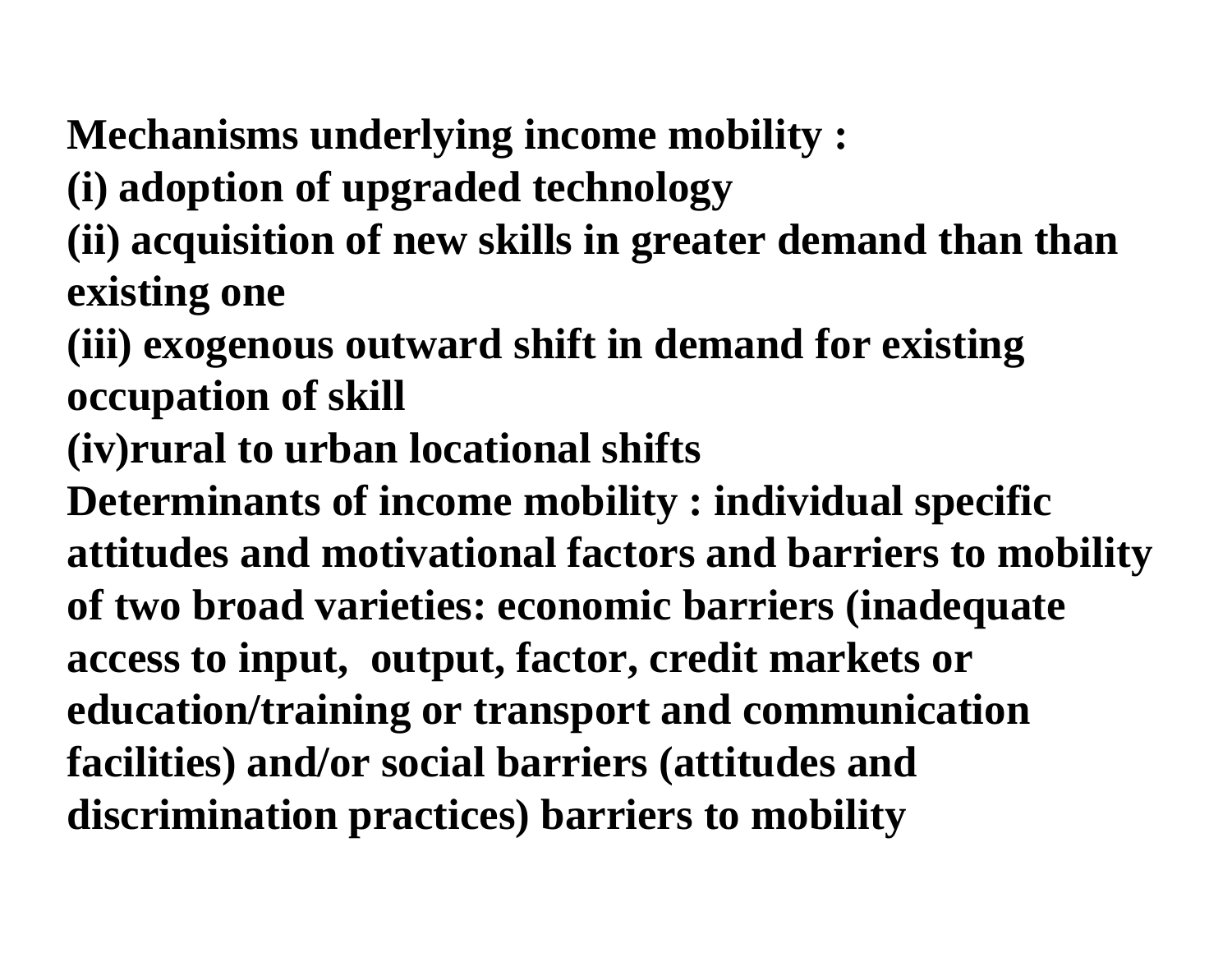**Mechanisms underlying income mobility :**
**(i) adoption of upgraded technology**
**(ii) acquisition of new skills in greater demand than than existing one**
**(iii) exogenous outward shift in demand for existing occupation of skill**
**(iv)rural to urban locational shifts**
**Determinants of income mobility : individual specific attitudes and motivational factors and barriers to mobility of two broad varieties: economic barriers (inadequate access to input, output, factor, credit markets or education/training or transport and communication facilities) and/or social barriers (attitudes and discrimination practices) barriers to mobility**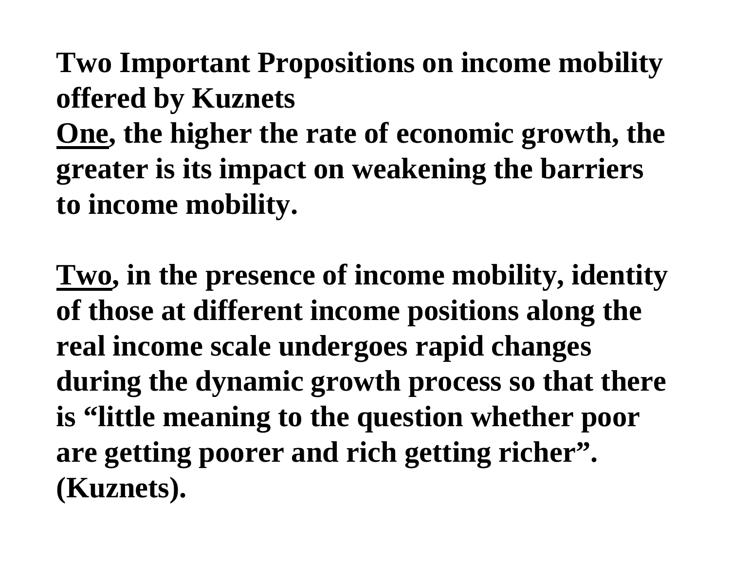# Two Important Propositions on income mobility offered by Kuznets

**<u>One</u>, the higher the rate of economic growth, the greater is its impact on weakening the barriers to income mobility.**

**<u>Two</u>, in the presence of income mobility, identity of those at different income positions along the real income scale undergoes rapid changes during the dynamic growth process so that there is "little meaning to the question whether poor are getting poorer and rich getting richer". (Kuznets).**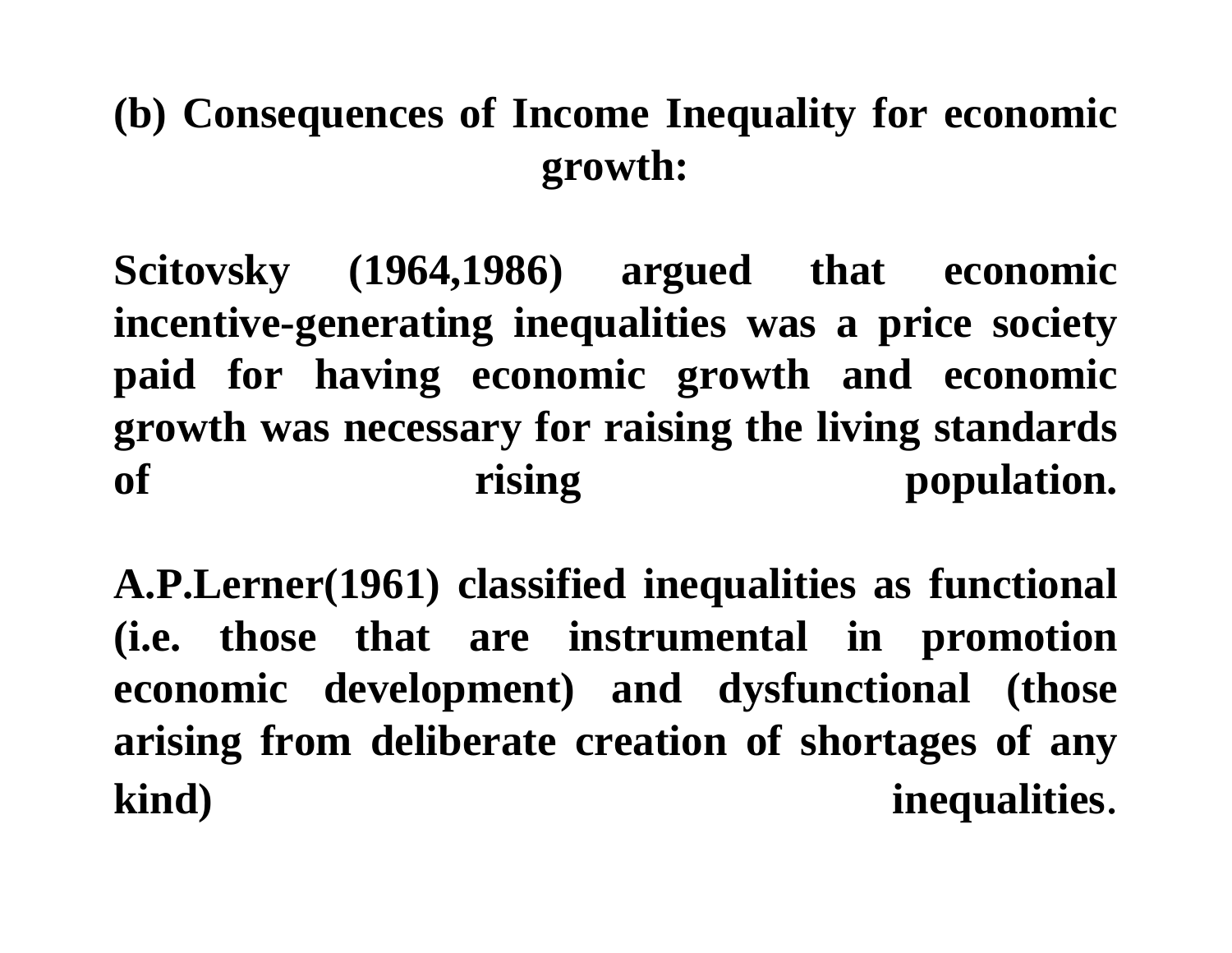## (b) Consequences of Income Inequality for economic growth:

**Scitovsky (1964,1986) argued that economic incentive-generating inequalities was a price society paid for having economic growth and economic growth was necessary for raising the living standards of rising population.**

**A.P.Lerner(1961) classified inequalities as functional (i.e. those that are instrumental in promotion economic development) and dysfunctional (those arising from deliberate creation of shortages of any kind) inequalities.**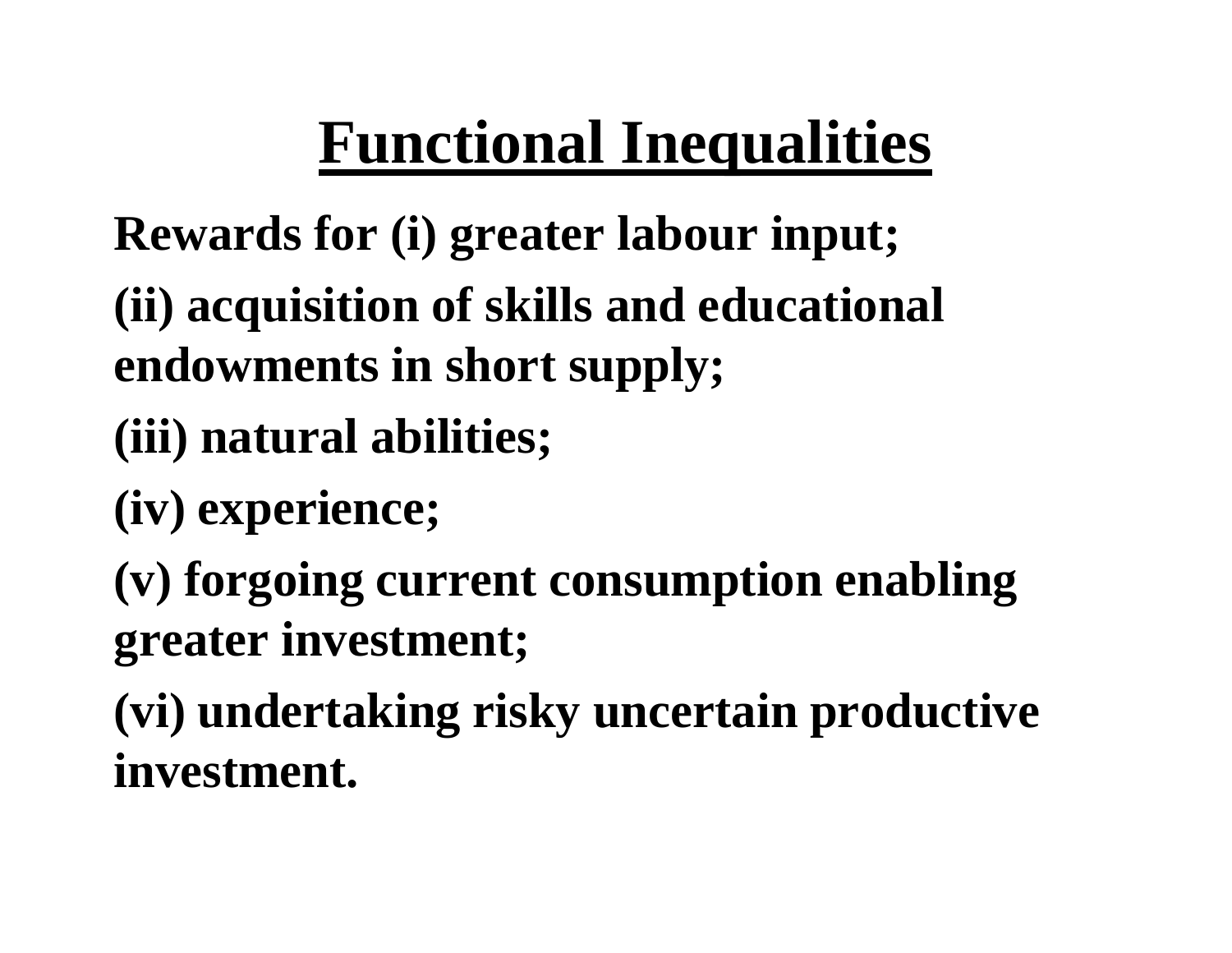# Functional Inequalities

**Rewards for (i) greater labour input;**

**(ii) acquisition of skills and educational endowments in short supply;**

**(iii) natural abilities;**

**(iv) experience;**

**(v) forgoing current consumption enabling greater investment;**

**(vi) undertaking risky uncertain productive investment.**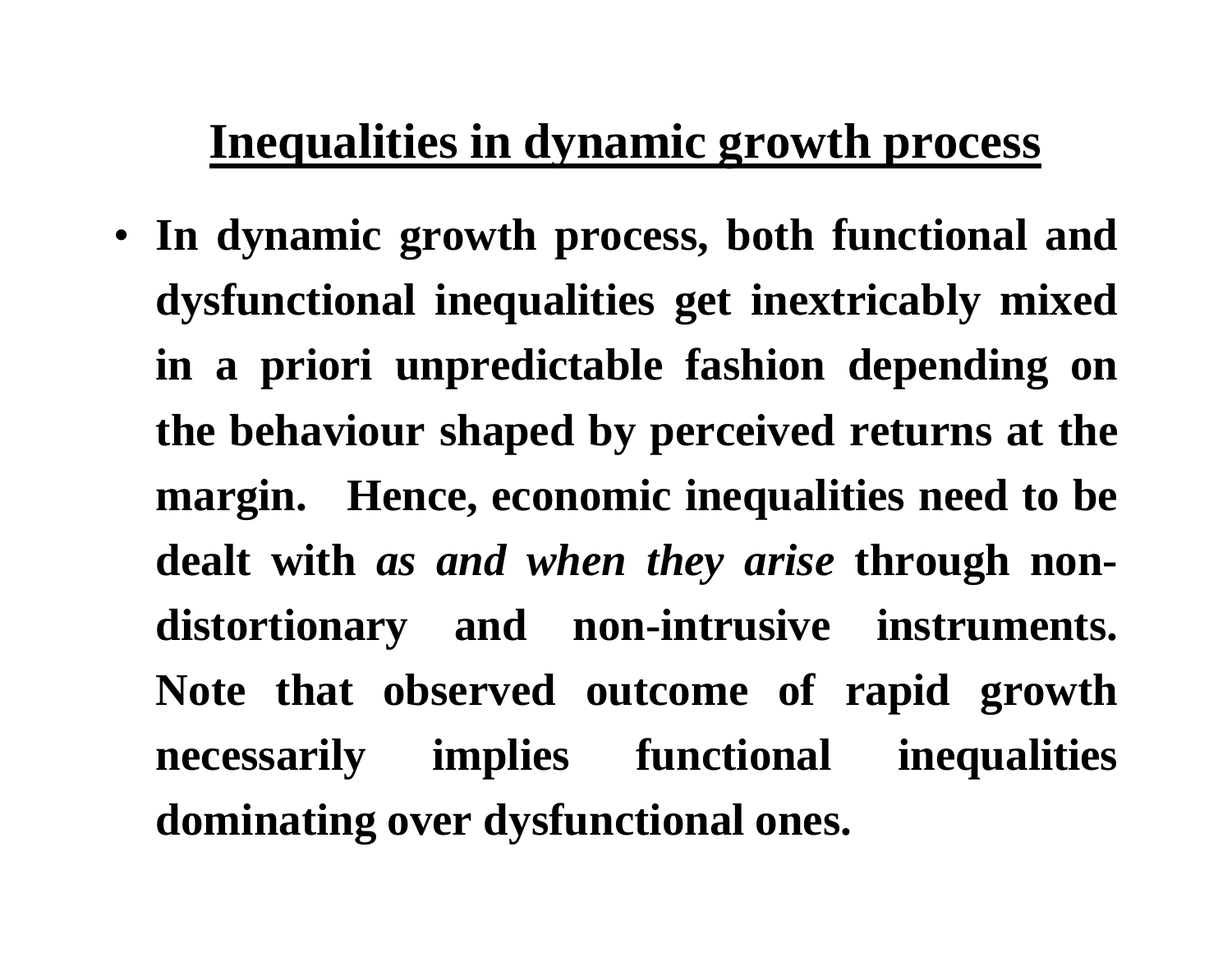## Inequalities in dynamic growth process

- **In dynamic growth process, both functional and dysfunctional inequalities get inextricably mixed in a priori unpredictable fashion depending on the behaviour shaped by perceived returns at the margin. Hence, economic inequalities need to be dealt with *as and when they arise* through non-distortionary and non-intrusive instruments. Note that observed outcome of rapid growth necessarily implies functional inequalities dominating over dysfunctional ones.**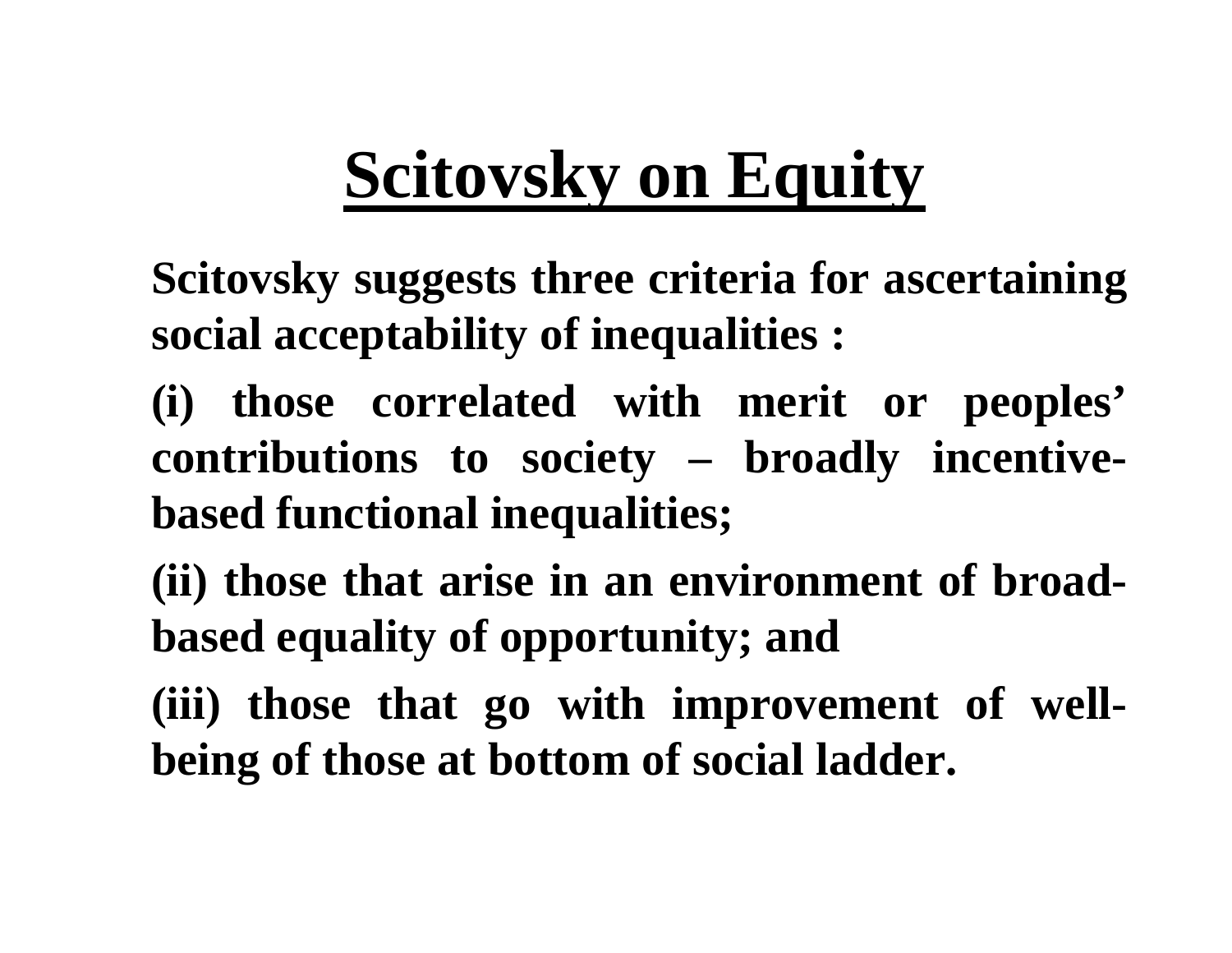# Scitovsky on Equity

**Scitovsky suggests three criteria for ascertaining social acceptability of inequalities :**

**(i) those correlated with merit or peoples' contributions to society – broadly incentive-based functional inequalities;**

**(ii) those that arise in an environment of broad-based equality of opportunity; and**

**(iii) those that go with improvement of well-being of those at bottom of social ladder.**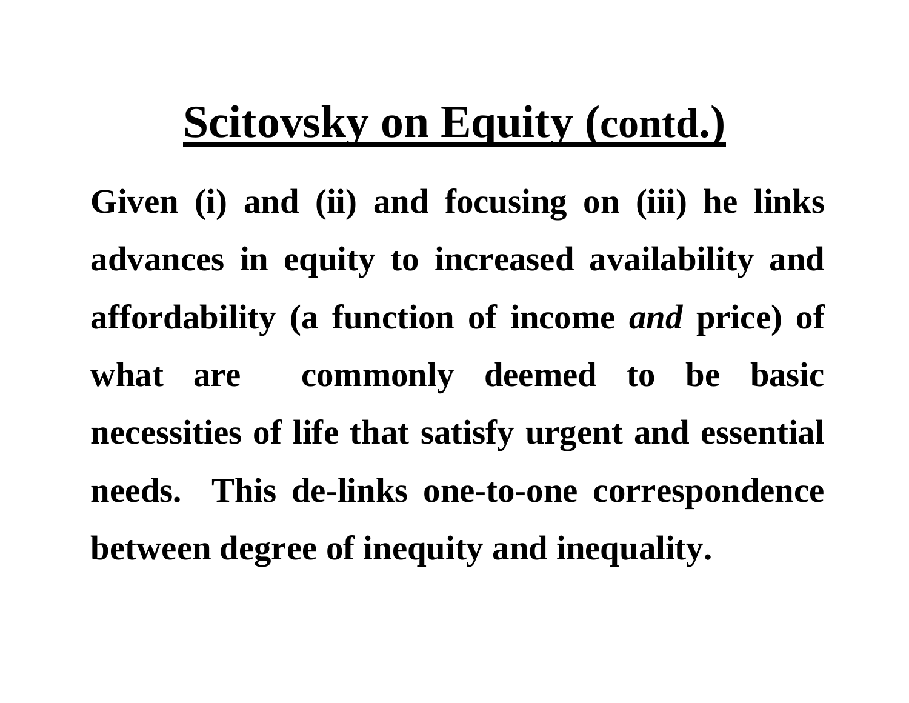# Scitovsky on Equity (contd.)

**Given (i) and (ii) and focusing on (iii) he links advances in equity to increased availability and affordability (a function of income *and* price) of what are commonly deemed to be basic necessities of life that satisfy urgent and essential needs. This de-links one-to-one correspondence between degree of inequity and inequality.**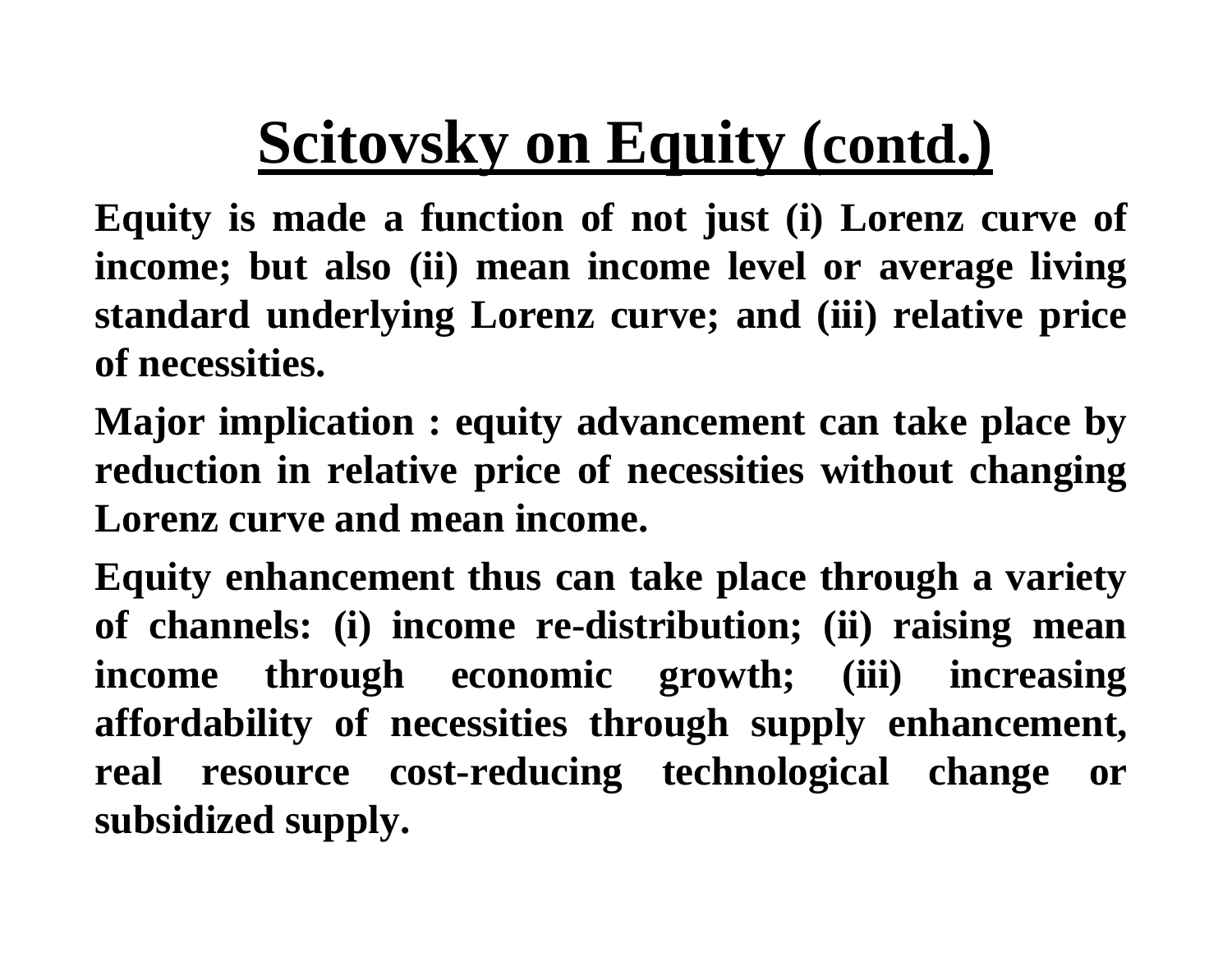# Scitovsky on Equity (contd.)

**Equity is made a function of not just (i) Lorenz curve of income; but also (ii) mean income level or average living standard underlying Lorenz curve; and (iii) relative price of necessities.**

**Major implication : equity advancement can take place by reduction in relative price of necessities without changing Lorenz curve and mean income.**

**Equity enhancement thus can take place through a variety of channels: (i) income re-distribution; (ii) raising mean income through economic growth; (iii) increasing affordability of necessities through supply enhancement, real resource cost-reducing technological change or subsidized supply.**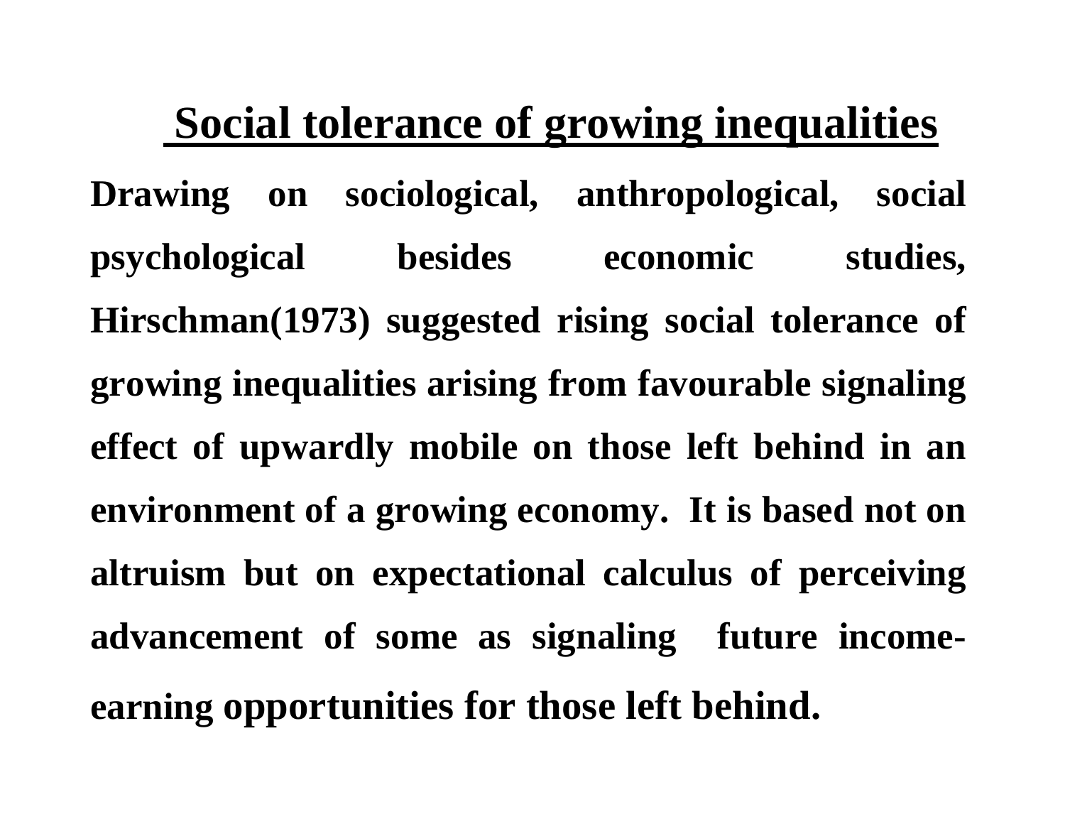## Social tolerance of growing inequalities

**Drawing on sociological, anthropological, social psychological besides economic studies, Hirschman(1973) suggested rising social tolerance of growing inequalities arising from favourable signaling effect of upwardly mobile on those left behind in an environment of a growing economy. It is based not on altruism but on expectational calculus of perceiving advancement of some as signaling future income-earning opportunities for those left behind.**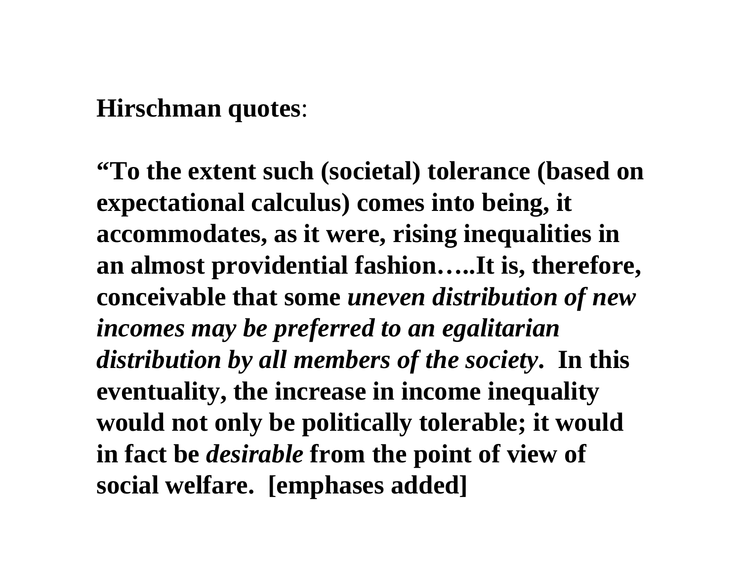**Hirschman quotes**:

**"To the extent such (societal) tolerance (based on expectational calculus) comes into being, it accommodates, as it were, rising inequalities in an almost providential fashion…..It is, therefore, conceivable that some *uneven distribution of new incomes may be preferred to an egalitarian distribution by all members of the society*. In this eventuality, the increase in income inequality would not only be politically tolerable; it would in fact be *desirable* from the point of view of social welfare. [emphases added]**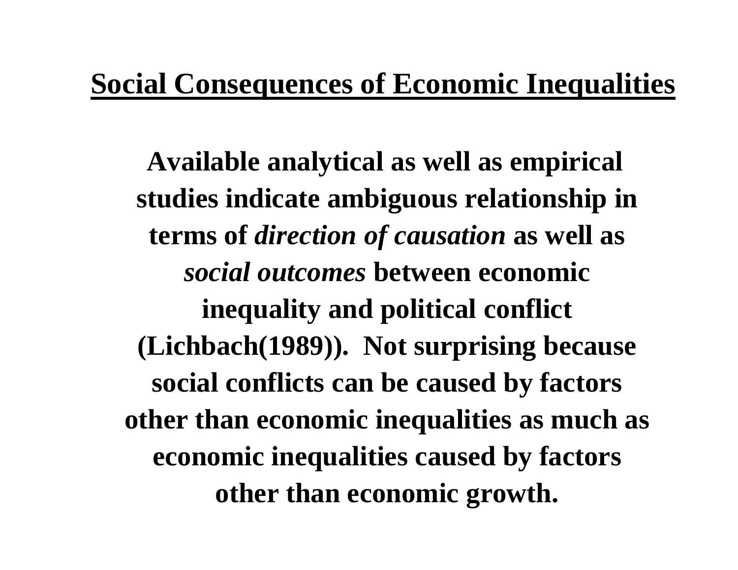## Social Consequences of Economic Inequalities

**Available analytical as well as empirical studies indicate ambiguous relationship in terms of *direction of causation* as well as *social outcomes* between economic inequality and political conflict (Lichbach(1989)). Not surprising because social conflicts can be caused by factors other than economic inequalities as much as economic inequalities caused by factors other than economic growth.**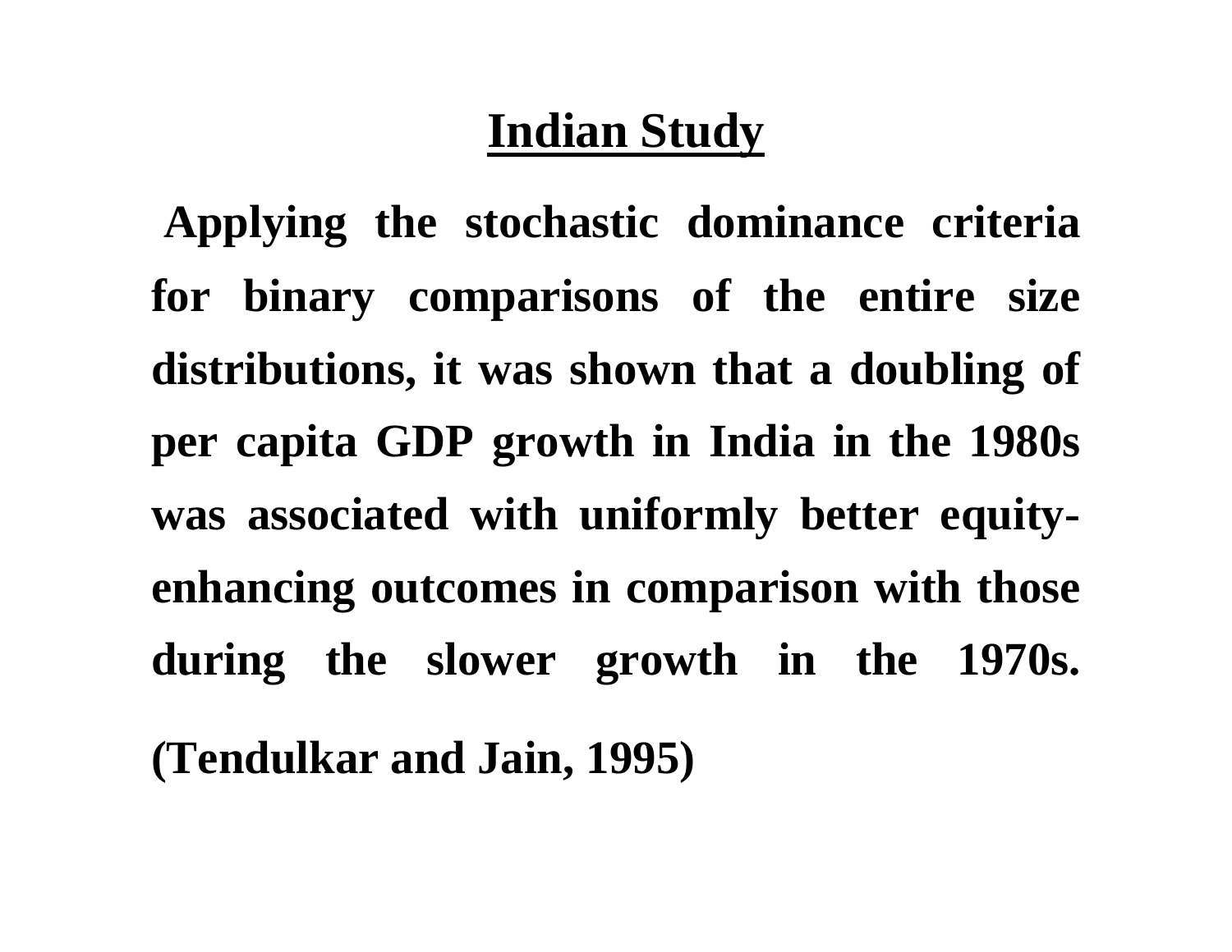## Indian Study

**Applying the stochastic dominance criteria for binary comparisons of the entire size distributions, it was shown that a doubling of per capita GDP growth in India in the 1980s was associated with uniformly better equity-enhancing outcomes in comparison with those during the slower growth in the 1970s.**

**(Tendulkar and Jain, 1995)**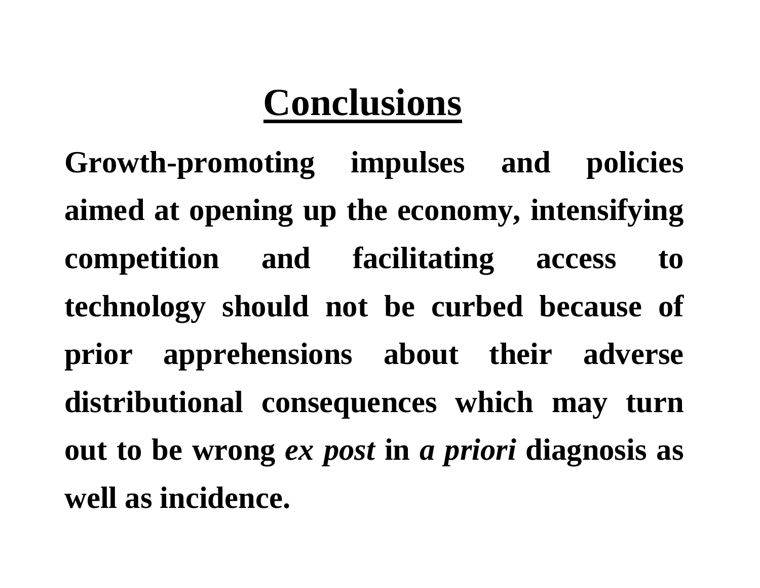# Conclusions

**Growth-promoting impulses and policies aimed at opening up the economy, intensifying competition and facilitating access to technology should not be curbed because of prior apprehensions about their adverse distributional consequences which may turn out to be wrong *ex post* in *a priori* diagnosis as well as incidence.**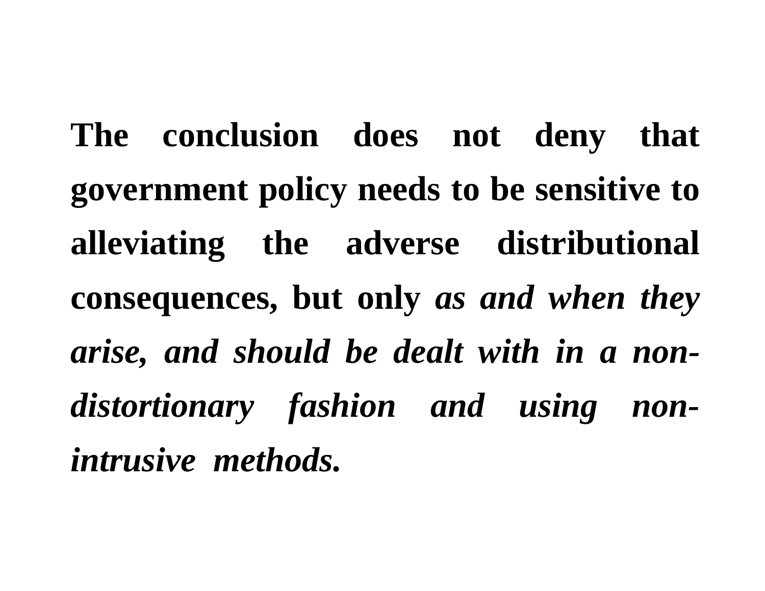**The conclusion does not deny that government policy needs to be sensitive to alleviating the adverse distributional consequences, but only *as and when they arise, and should be dealt with in a non-distortionary fashion and using non-intrusive methods.***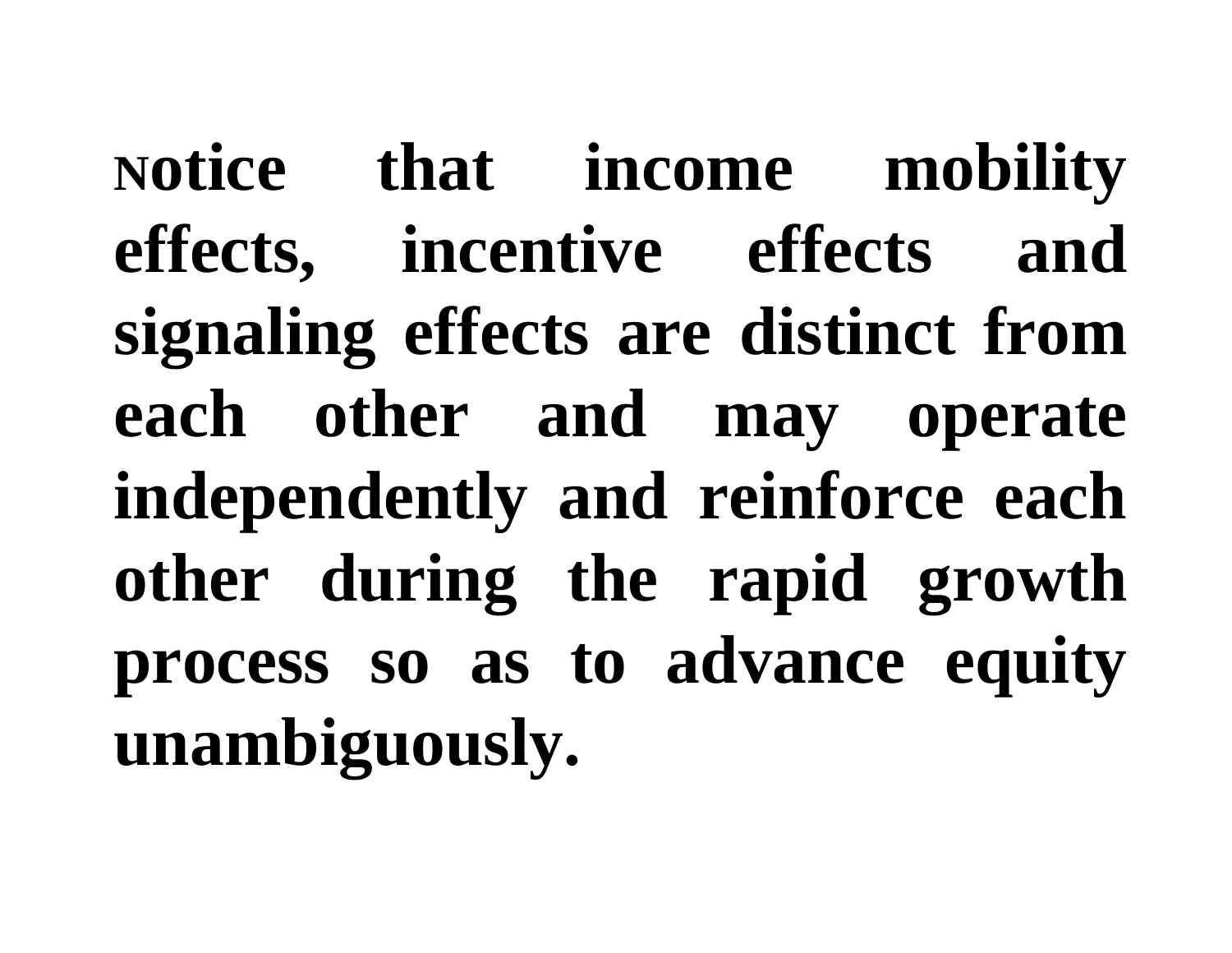**Notice that income mobility effects, incentive effects and signaling effects are distinct from each other and may operate independently and reinforce each other during the rapid growth process so as to advance equity unambiguously.**